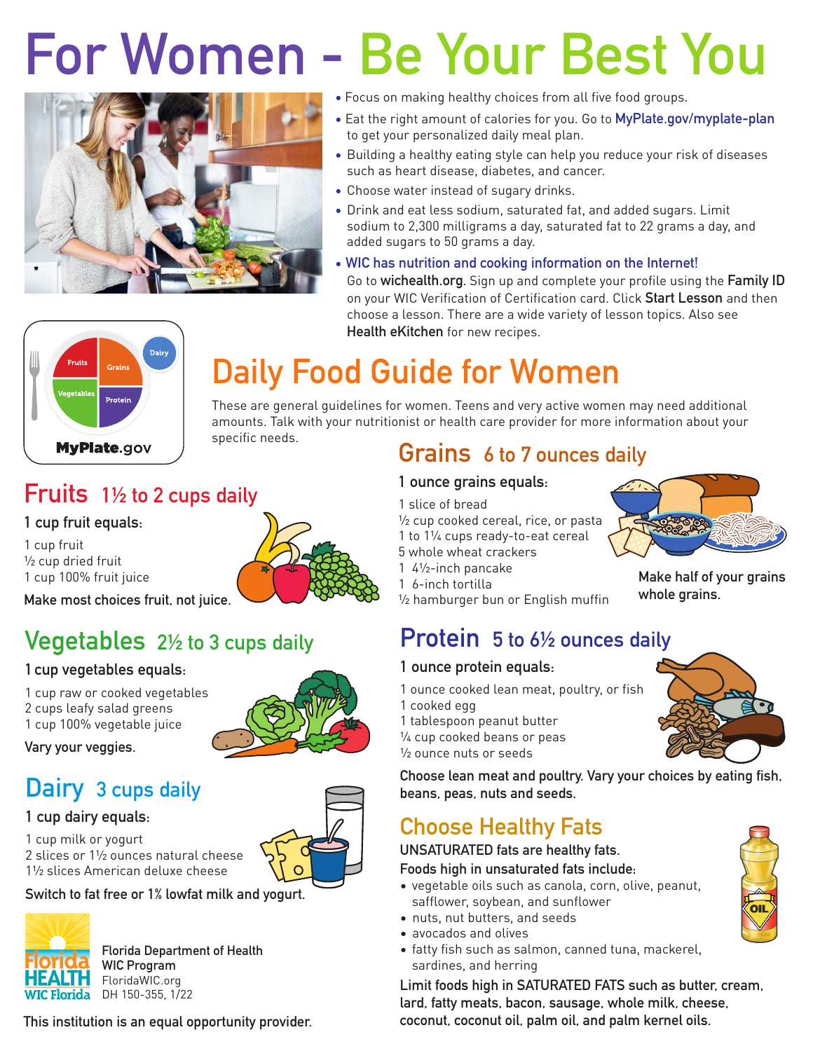# For Women - Be Your Best You

- Focus on making healthy choices from all five food groups.
- Eat the right amount of calories for you. Go to **MyPlate.gov/myplate-plan** to get your personalized daily meal plan.
- Building a healthy eating style can help you reduce your risk of diseases such as heart disease, diabetes, and cancer.
- Choose water instead of sugary drinks.
- Drink and eat less sodium, saturated fat, and added sugars. Limit sodium to 2,300 milligrams a day, saturated fat to 22 grams a day, and added sugars to 50 grams a day.
- **WIC has nutrition and cooking information on the Internet!**
  Go to **wichealth.org**. Sign up and complete your profile using the **Family ID** on your WIC Verification of Certification card. Click **Start Lesson** and then choose a lesson. There are a wide variety of lesson topics. Also see **Health eKitchen** for new recipes.

## Daily Food Guide for Women

These are general guidelines for women. Teens and very active women may need additional amounts. Talk with your nutritionist or health care provider for more information about your specific needs.

### Fruits 1½ to 2 cups daily

**1 cup fruit equals:**

1 cup fruit
½ cup dried fruit
1 cup 100% fruit juice

**Make most choices fruit, not juice.**

### Vegetables 2½ to 3 cups daily

**1 cup vegetables equals:**

1 cup raw or cooked vegetables
2 cups leafy salad greens
1 cup 100% vegetable juice

**Vary your veggies.**

### Dairy 3 cups daily

**1 cup dairy equals:**

1 cup milk or yogurt
2 slices or 1½ ounces natural cheese
1½ slices American deluxe cheese

**Switch to fat free or 1% lowfat milk and yogurt.**

### Grains 6 to 7 ounces daily

**1 ounce grains equals:**

1 slice of bread
½ cup cooked cereal, rice, or pasta
1 to 1¼ cups ready-to-eat cereal
5 whole wheat crackers
1 4½-inch pancake
1 6-inch tortilla
½ hamburger bun or English muffin

**Make half of your grains whole grains.**

### Protein 5 to 6½ ounces daily

**1 ounce protein equals:**

1 ounce cooked lean meat, poultry, or fish
1 cooked egg
1 tablespoon peanut butter
¼ cup cooked beans or peas
½ ounce nuts or seeds

**Choose lean meat and poultry. Vary your choices by eating fish, beans, peas, nuts and seeds.**

### Choose Healthy Fats

**UNSATURATED fats are healthy fats.**

**Foods high in unsaturated fats include:**

- vegetable oils such as canola, corn, olive, peanut, safflower, soybean, and sunflower
- nuts, nut butters, and seeds
- avocados and olives
- fatty fish such as salmon, canned tuna, mackerel, sardines, and herring

**Limit foods high in SATURATED FATS such as butter, cream, lard, fatty meats, bacon, sausage, whole milk, cheese, coconut, coconut oil, palm oil, and palm kernel oils.**

Florida Department of Health
WIC Program
FloridaWIC.org
DH 150-355, 1/22

This institution is an equal opportunity provider.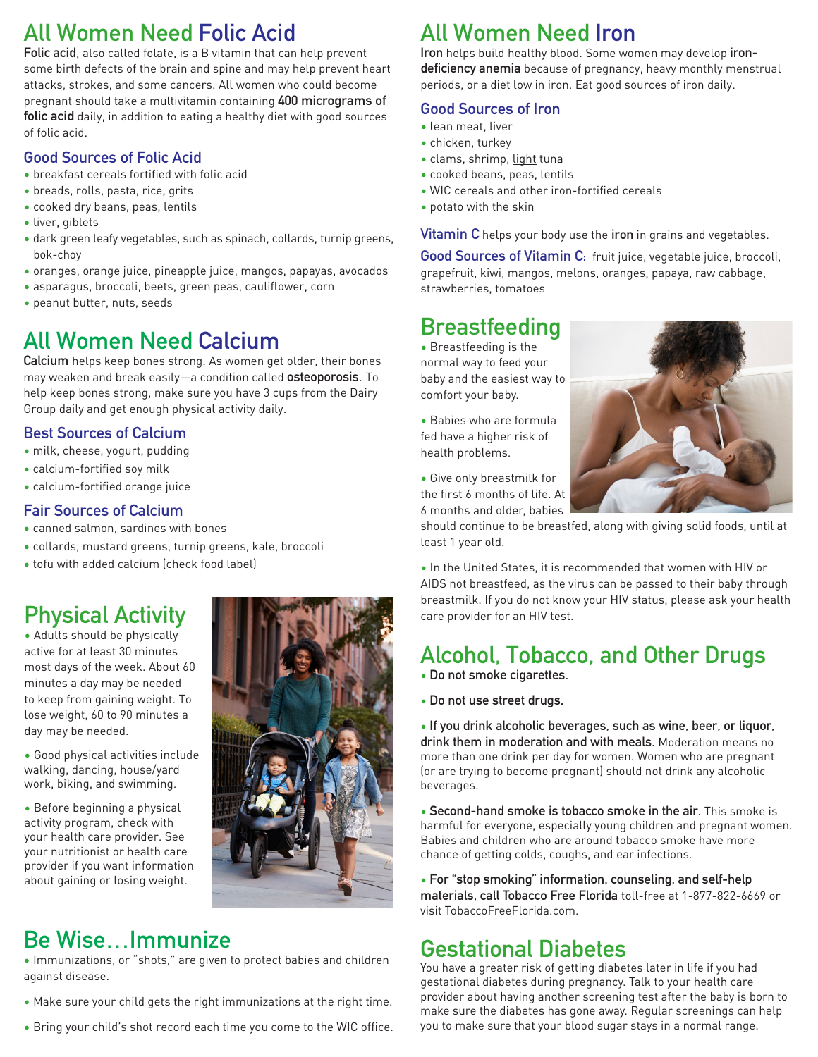# All Women Need Folic Acid

**Folic acid**, also called folate, is a B vitamin that can help prevent some birth defects of the brain and spine and may help prevent heart attacks, strokes, and some cancers. All women who could become pregnant should take a multivitamin containing **400 micrograms of folic acid** daily, in addition to eating a healthy diet with good sources of folic acid.

## Good Sources of Folic Acid

- breakfast cereals fortified with folic acid
- breads, rolls, pasta, rice, grits
- cooked dry beans, peas, lentils
- liver, giblets
- dark green leafy vegetables, such as spinach, collards, turnip greens, bok-choy
- oranges, orange juice, pineapple juice, mangos, papayas, avocados
- asparagus, broccoli, beets, green peas, cauliflower, corn
- peanut butter, nuts, seeds

# All Women Need Calcium

**Calcium** helps keep bones strong. As women get older, their bones may weaken and break easily—a condition called **osteoporosis**. To help keep bones strong, make sure you have 3 cups from the Dairy Group daily and get enough physical activity daily.

## Best Sources of Calcium

- milk, cheese, yogurt, pudding
- calcium-fortified soy milk
- calcium-fortified orange juice

## Fair Sources of Calcium

- canned salmon, sardines with bones
- collards, mustard greens, turnip greens, kale, broccoli
- tofu with added calcium (check food label)

# Physical Activity

- Adults should be physically active for at least 30 minutes most days of the week. About 60 minutes a day may be needed to keep from gaining weight. To lose weight, 60 to 90 minutes a day may be needed.
- Good physical activities include walking, dancing, house/yard work, biking, and swimming.
- Before beginning a physical activity program, check with your health care provider. See your nutritionist or health care provider if you want information about gaining or losing weight.

# Be Wise…Immunize

- Immunizations, or "shots," are given to protect babies and children against disease.
- Make sure your child gets the right immunizations at the right time.
- Bring your child's shot record each time you come to the WIC office.

# All Women Need Iron

**Iron** helps build healthy blood. Some women may develop **iron-deficiency anemia** because of pregnancy, heavy monthly menstrual periods, or a diet low in iron. Eat good sources of iron daily.

## Good Sources of Iron

- lean meat, liver
- chicken, turkey
- clams, shrimp, light tuna
- cooked beans, peas, lentils
- WIC cereals and other iron-fortified cereals
- potato with the skin

**Vitamin C** helps your body use the **iron** in grains and vegetables.

**Good Sources of Vitamin C:** fruit juice, vegetable juice, broccoli, grapefruit, kiwi, mangos, melons, oranges, papaya, raw cabbage, strawberries, tomatoes

# Breastfeeding

- Breastfeeding is the normal way to feed your baby and the easiest way to comfort your baby.
- Babies who are formula fed have a higher risk of health problems.
- Give only breastmilk for the first 6 months of life. At 6 months and older, babies should continue to be breastfed, along with giving solid foods, until at least 1 year old.
- In the United States, it is recommended that women with HIV or AIDS not breastfeed, as the virus can be passed to their baby through breastmilk. If you do not know your HIV status, please ask your health care provider for an HIV test.

# Alcohol, Tobacco, and Other Drugs

- **Do not smoke cigarettes.**
- **Do not use street drugs.**
- **If you drink alcoholic beverages, such as wine, beer, or liquor, drink them in moderation and with meals.** Moderation means no more than one drink per day for women. Women who are pregnant (or are trying to become pregnant) should not drink any alcoholic beverages.
- **Second-hand smoke is tobacco smoke in the air.** This smoke is harmful for everyone, especially young children and pregnant women. Babies and children who are around tobacco smoke have more chance of getting colds, coughs, and ear infections.
- **For "stop smoking" information, counseling, and self-help materials, call Tobacco Free Florida** toll-free at 1-877-822-6669 or visit TobaccoFreeFlorida.com.

# Gestational Diabetes

You have a greater risk of getting diabetes later in life if you had gestational diabetes during pregnancy. Talk to your health care provider about having another screening test after the baby is born to make sure the diabetes has gone away. Regular screenings can help you to make sure that your blood sugar stays in a normal range.